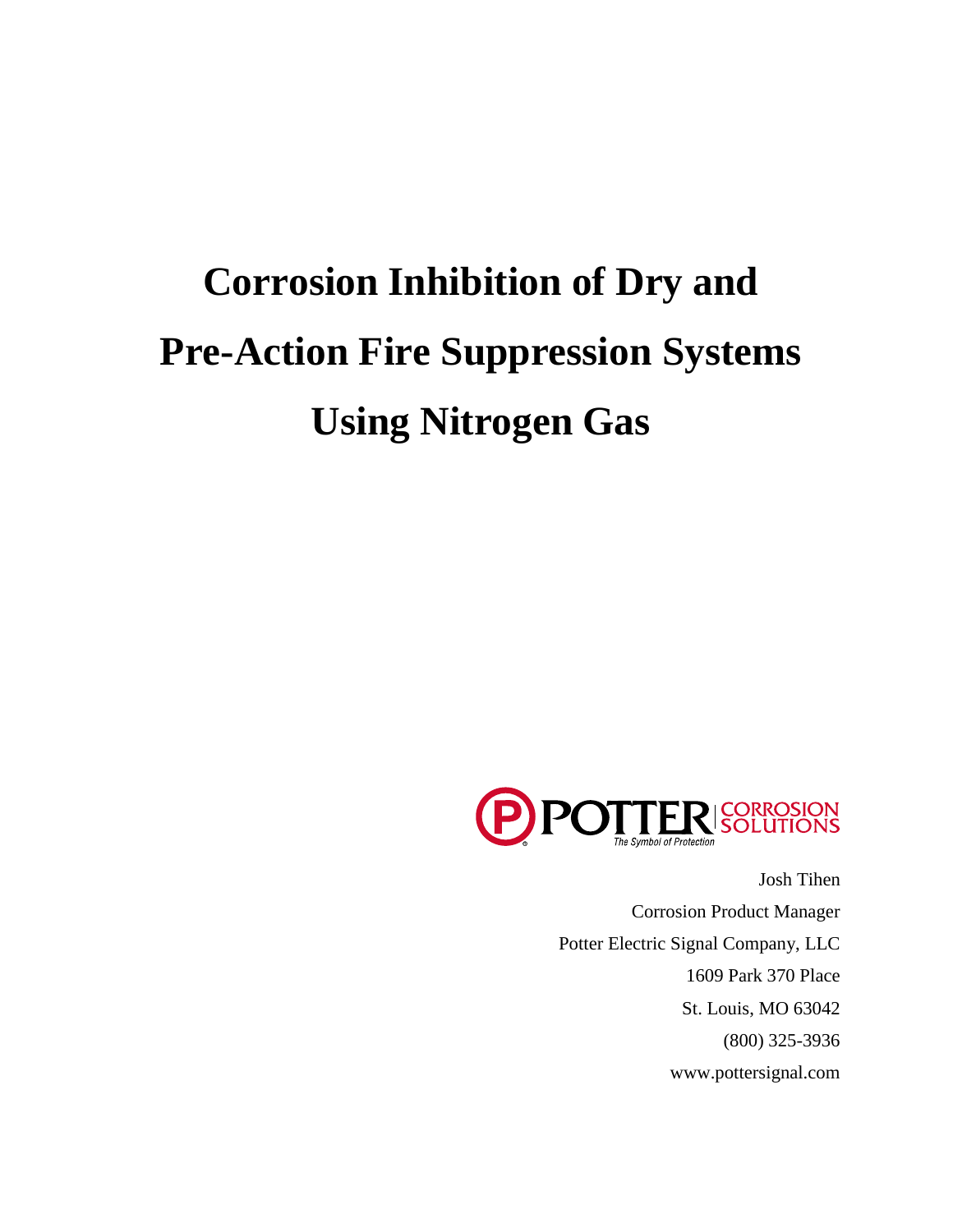# Corrosion Inhibition of Dry and Pre-Action Fire Suppression Systems Using Nitrogen Gas

POTTER CORROSION SOLUTIONS

The Symbol of Protection

Josh Tihen

Corrosion Product Manager

Potter Electric Signal Company, LLC

1609 Park 370 Place

St. Louis, MO 63042

(800) 325-3936

www.pottersignal.com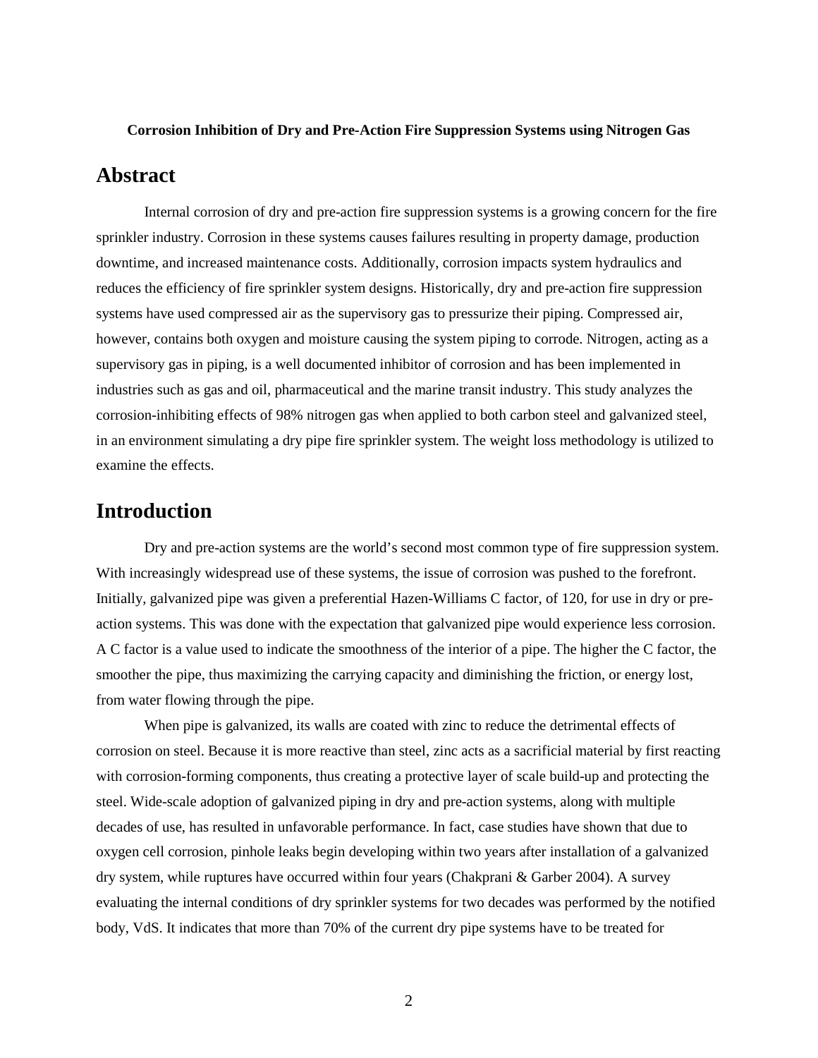**Corrosion Inhibition of Dry and Pre-Action Fire Suppression Systems using Nitrogen Gas**

# Abstract

Internal corrosion of dry and pre-action fire suppression systems is a growing concern for the fire sprinkler industry. Corrosion in these systems causes failures resulting in property damage, production downtime, and increased maintenance costs. Additionally, corrosion impacts system hydraulics and reduces the efficiency of fire sprinkler system designs. Historically, dry and pre-action fire suppression systems have used compressed air as the supervisory gas to pressurize their piping. Compressed air, however, contains both oxygen and moisture causing the system piping to corrode. Nitrogen, acting as a supervisory gas in piping, is a well documented inhibitor of corrosion and has been implemented in industries such as gas and oil, pharmaceutical and the marine transit industry. This study analyzes the corrosion-inhibiting effects of 98% nitrogen gas when applied to both carbon steel and galvanized steel, in an environment simulating a dry pipe fire sprinkler system. The weight loss methodology is utilized to examine the effects.

# Introduction

Dry and pre-action systems are the world's second most common type of fire suppression system. With increasingly widespread use of these systems, the issue of corrosion was pushed to the forefront. Initially, galvanized pipe was given a preferential Hazen-Williams C factor, of 120, for use in dry or pre-action systems. This was done with the expectation that galvanized pipe would experience less corrosion. A C factor is a value used to indicate the smoothness of the interior of a pipe. The higher the C factor, the smoother the pipe, thus maximizing the carrying capacity and diminishing the friction, or energy lost, from water flowing through the pipe.

When pipe is galvanized, its walls are coated with zinc to reduce the detrimental effects of corrosion on steel. Because it is more reactive than steel, zinc acts as a sacrificial material by first reacting with corrosion-forming components, thus creating a protective layer of scale build-up and protecting the steel. Wide-scale adoption of galvanized piping in dry and pre-action systems, along with multiple decades of use, has resulted in unfavorable performance. In fact, case studies have shown that due to oxygen cell corrosion, pinhole leaks begin developing within two years after installation of a galvanized dry system, while ruptures have occurred within four years (Chakprani & Garber 2004). A survey evaluating the internal conditions of dry sprinkler systems for two decades was performed by the notified body, VdS. It indicates that more than 70% of the current dry pipe systems have to be treated for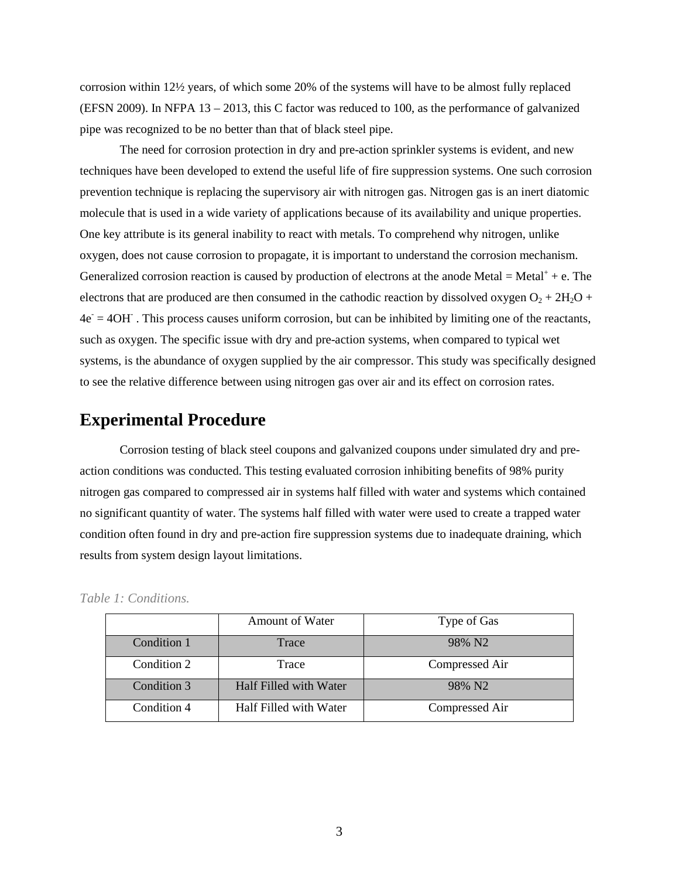corrosion within 12½ years, of which some 20% of the systems will have to be almost fully replaced (EFSN 2009). In NFPA 13 – 2013, this C factor was reduced to 100, as the performance of galvanized pipe was recognized to be no better than that of black steel pipe.

The need for corrosion protection in dry and pre-action sprinkler systems is evident, and new techniques have been developed to extend the useful life of fire suppression systems. One such corrosion prevention technique is replacing the supervisory air with nitrogen gas. Nitrogen gas is an inert diatomic molecule that is used in a wide variety of applications because of its availability and unique properties. One key attribute is its general inability to react with metals. To comprehend why nitrogen, unlike oxygen, does not cause corrosion to propagate, it is important to understand the corrosion mechanism. Generalized corrosion reaction is caused by production of electrons at the anode $Metal = Metal^{+} + e$. The electrons that are produced are then consumed in the cathodic reaction by dissolved oxygen $O_2 + 2H_2O + 4e^{-} = 4OH^{-}$ . This process causes uniform corrosion, but can be inhibited by limiting one of the reactants, such as oxygen. The specific issue with dry and pre-action systems, when compared to typical wet systems, is the abundance of oxygen supplied by the air compressor. This study was specifically designed to see the relative difference between using nitrogen gas over air and its effect on corrosion rates.

## Experimental Procedure

Corrosion testing of black steel coupons and galvanized coupons under simulated dry and pre-action conditions was conducted. This testing evaluated corrosion inhibiting benefits of 98% purity nitrogen gas compared to compressed air in systems half filled with water and systems which contained no significant quantity of water. The systems half filled with water were used to create a trapped water condition often found in dry and pre-action fire suppression systems due to inadequate draining, which results from system design layout limitations.

*Table 1: Conditions.*

| | Amount of Water | Type of Gas |
|---|---|---|
| Condition 1 | Trace | 98% N2 |
| Condition 2 | Trace | Compressed Air |
| Condition 3 | Half Filled with Water | 98% N2 |
| Condition 4 | Half Filled with Water | Compressed Air |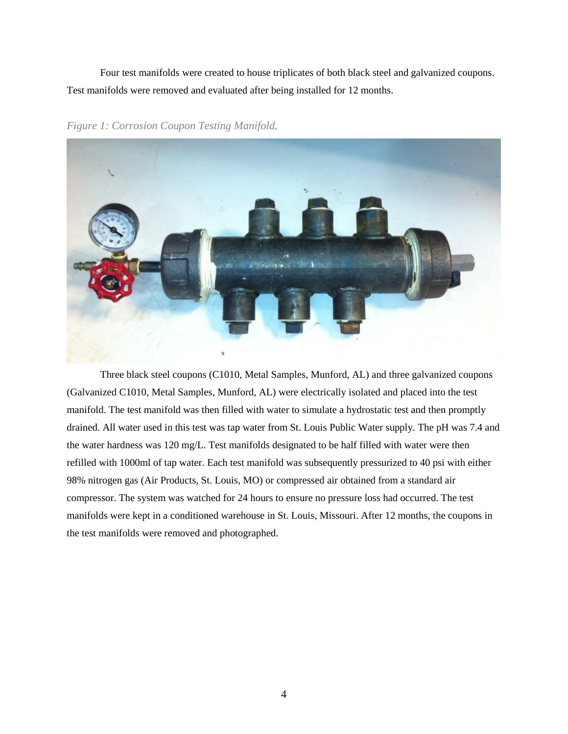Four test manifolds were created to house triplicates of both black steel and galvanized coupons. Test manifolds were removed and evaluated after being installed for 12 months.

*Figure 1: Corrosion Coupon Testing Manifold.*

Three black steel coupons (C1010, Metal Samples, Munford, AL) and three galvanized coupons (Galvanized C1010, Metal Samples, Munford, AL) were electrically isolated and placed into the test manifold. The test manifold was then filled with water to simulate a hydrostatic test and then promptly drained. All water used in this test was tap water from St. Louis Public Water supply. The pH was 7.4 and the water hardness was 120 mg/L. Test manifolds designated to be half filled with water were then refilled with 1000ml of tap water. Each test manifold was subsequently pressurized to 40 psi with either 98% nitrogen gas (Air Products, St. Louis, MO) or compressed air obtained from a standard air compressor. The system was watched for 24 hours to ensure no pressure loss had occurred. The test manifolds were kept in a conditioned warehouse in St. Louis, Missouri. After 12 months, the coupons in the test manifolds were removed and photographed.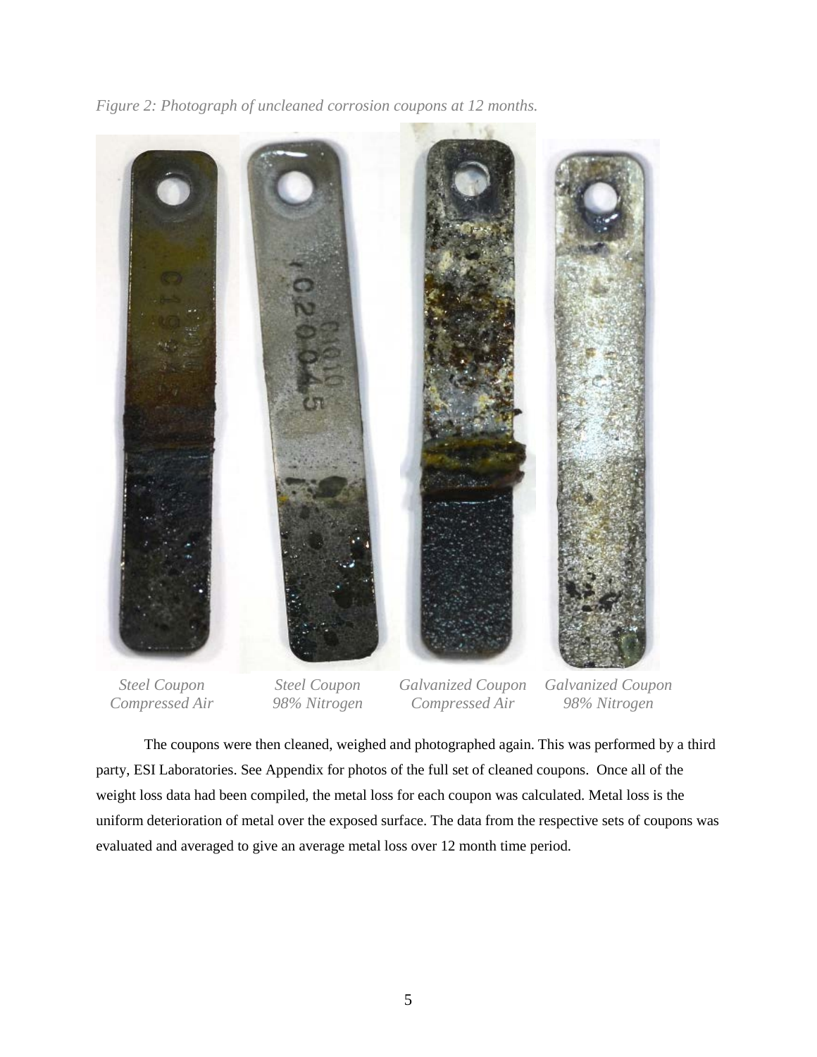*Figure 2: Photograph of uncleaned corrosion coupons at 12 months.*

*Steel Coupon Compressed Air* | *Steel Coupon 98% Nitrogen* | *Galvanized Coupon Compressed Air* | *Galvanized Coupon 98% Nitrogen*

The coupons were then cleaned, weighed and photographed again. This was performed by a third party, ESI Laboratories. See Appendix for photos of the full set of cleaned coupons. Once all of the weight loss data had been compiled, the metal loss for each coupon was calculated. Metal loss is the uniform deterioration of metal over the exposed surface. The data from the respective sets of coupons was evaluated and averaged to give an average metal loss over 12 month time period.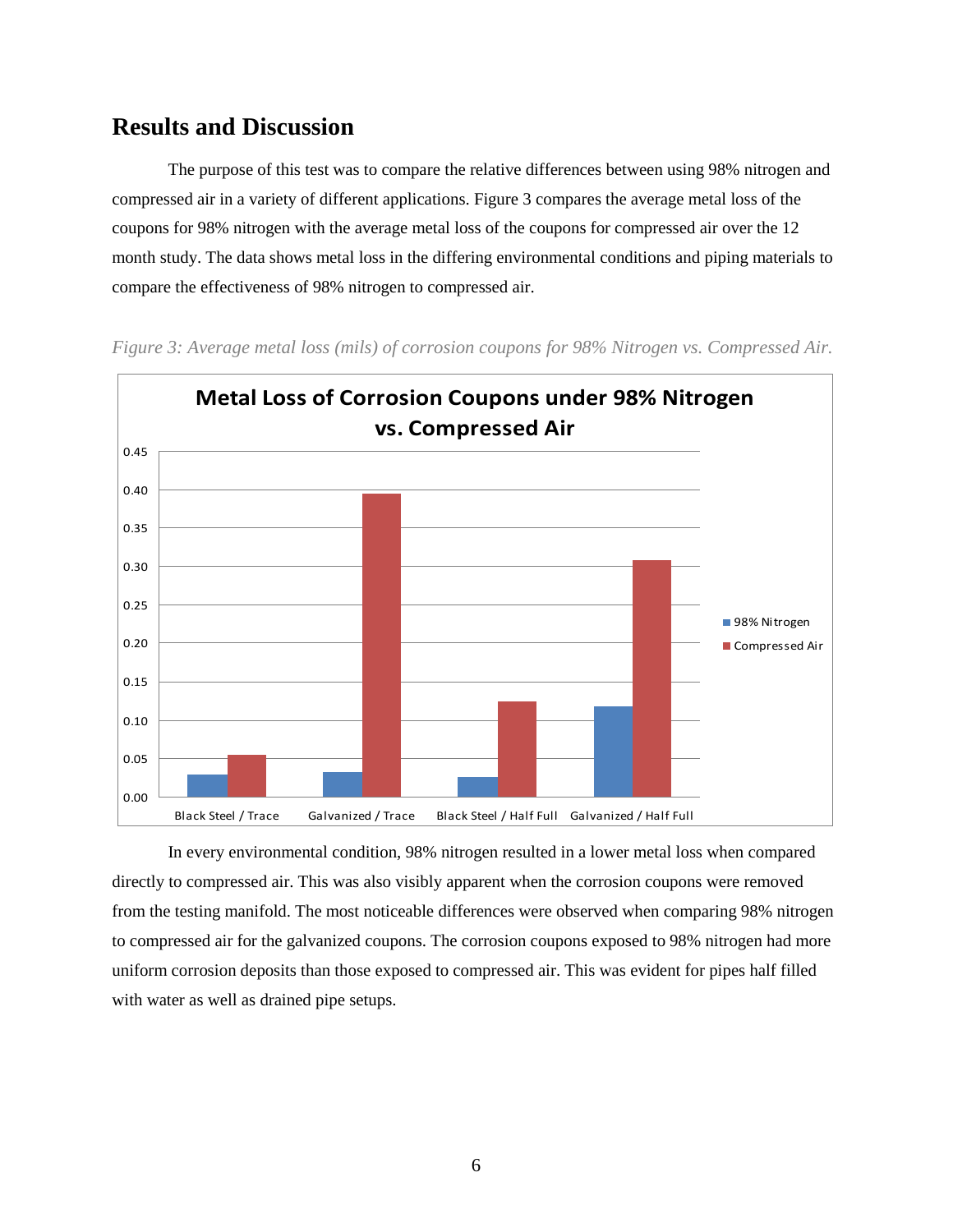## Results and Discussion

The purpose of this test was to compare the relative differences between using 98% nitrogen and compressed air in a variety of different applications. Figure 3 compares the average metal loss of the coupons for 98% nitrogen with the average metal loss of the coupons for compressed air over the 12 month study. The data shows metal loss in the differing environmental conditions and piping materials to compare the effectiveness of 98% nitrogen to compressed air.

*Figure 3: Average metal loss (mils) of corrosion coupons for 98% Nitrogen vs. Compressed Air.*

In every environmental condition, 98% nitrogen resulted in a lower metal loss when compared directly to compressed air. This was also visibly apparent when the corrosion coupons were removed from the testing manifold. The most noticeable differences were observed when comparing 98% nitrogen to compressed air for the galvanized coupons. The corrosion coupons exposed to 98% nitrogen had more uniform corrosion deposits than those exposed to compressed air. This was evident for pipes half filled with water as well as drained pipe setups.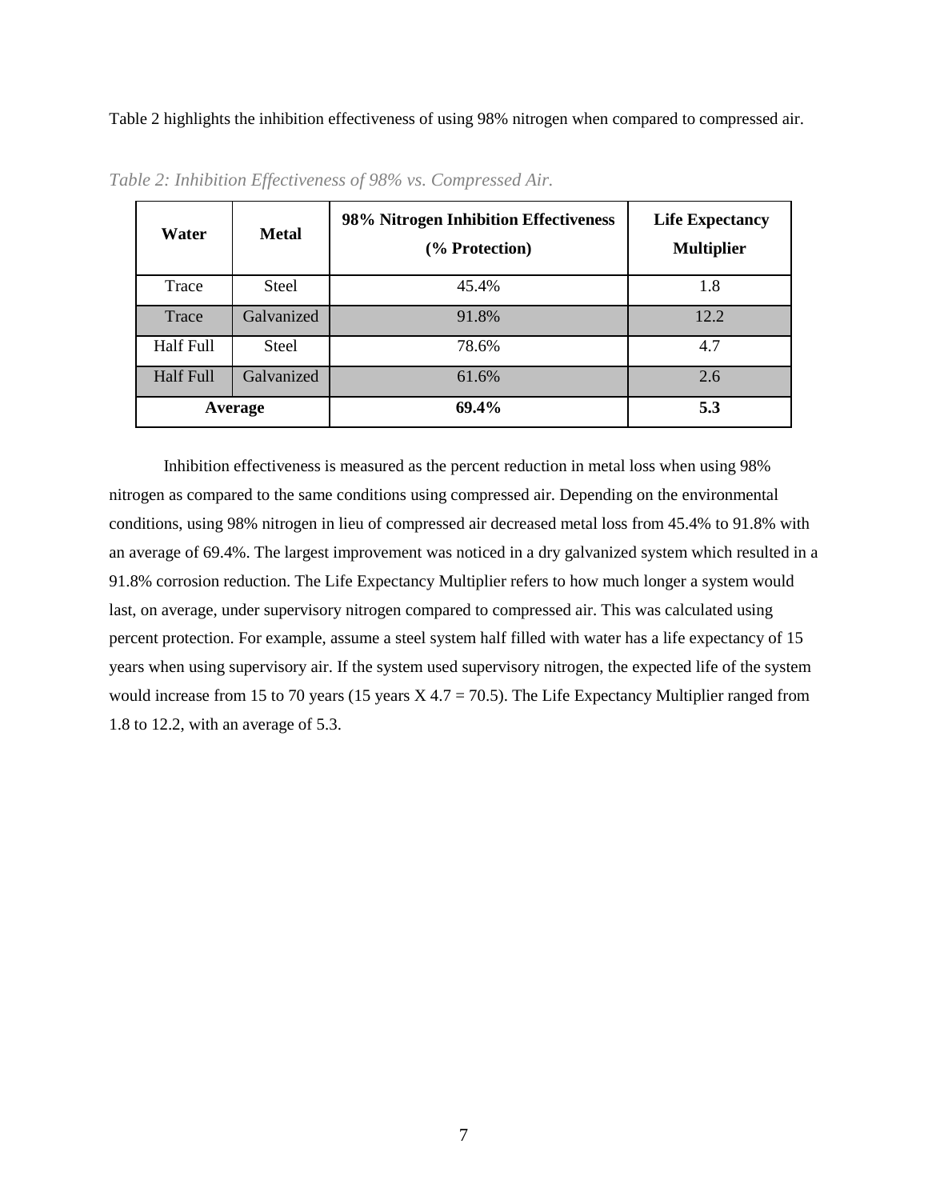Table 2 highlights the inhibition effectiveness of using 98% nitrogen when compared to compressed air.

*Table 2: Inhibition Effectiveness of 98% vs. Compressed Air.*

| Water | Metal | 98% Nitrogen Inhibition Effectiveness (% Protection) | Life Expectancy Multiplier |
|---|---|---|---|
| Trace | Steel | 45.4% | 1.8 |
| Trace | Galvanized | 91.8% | 12.2 |
| Half Full | Steel | 78.6% | 4.7 |
| Half Full | Galvanized | 61.6% | 2.6 |
| **Average** | | **69.4%** | **5.3** |

Inhibition effectiveness is measured as the percent reduction in metal loss when using 98% nitrogen as compared to the same conditions using compressed air. Depending on the environmental conditions, using 98% nitrogen in lieu of compressed air decreased metal loss from 45.4% to 91.8% with an average of 69.4%. The largest improvement was noticed in a dry galvanized system which resulted in a 91.8% corrosion reduction. The Life Expectancy Multiplier refers to how much longer a system would last, on average, under supervisory nitrogen compared to compressed air. This was calculated using percent protection. For example, assume a steel system half filled with water has a life expectancy of 15 years when using supervisory air. If the system used supervisory nitrogen, the expected life of the system would increase from 15 to 70 years (15 years X 4.7 = 70.5). The Life Expectancy Multiplier ranged from 1.8 to 12.2, with an average of 5.3.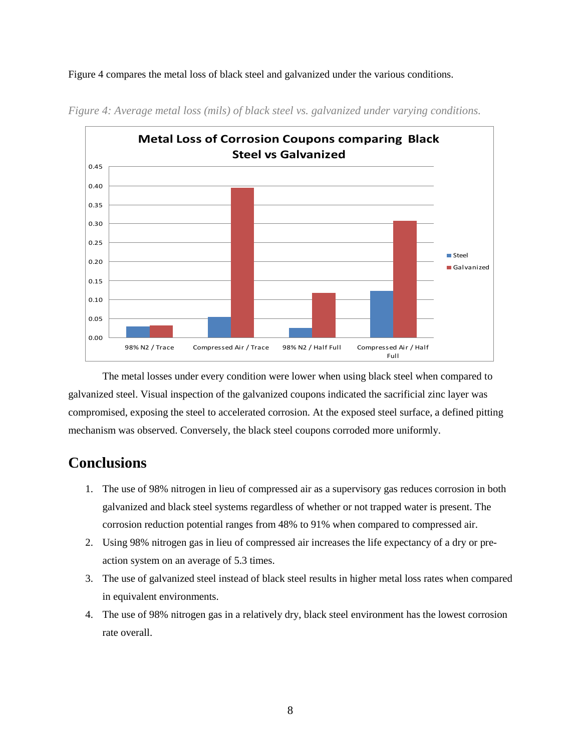Figure 4 compares the metal loss of black steel and galvanized under the various conditions.

*Figure 4: Average metal loss (mils) of black steel vs. galvanized under varying conditions.*

The metal losses under every condition were lower when using black steel when compared to galvanized steel. Visual inspection of the galvanized coupons indicated the sacrificial zinc layer was compromised, exposing the steel to accelerated corrosion. At the exposed steel surface, a defined pitting mechanism was observed. Conversely, the black steel coupons corroded more uniformly.

## Conclusions

1. The use of 98% nitrogen in lieu of compressed air as a supervisory gas reduces corrosion in both galvanized and black steel systems regardless of whether or not trapped water is present. The corrosion reduction potential ranges from 48% to 91% when compared to compressed air.
2. Using 98% nitrogen gas in lieu of compressed air increases the life expectancy of a dry or pre-action system on an average of 5.3 times.
3. The use of galvanized steel instead of black steel results in higher metal loss rates when compared in equivalent environments.
4. The use of 98% nitrogen gas in a relatively dry, black steel environment has the lowest corrosion rate overall.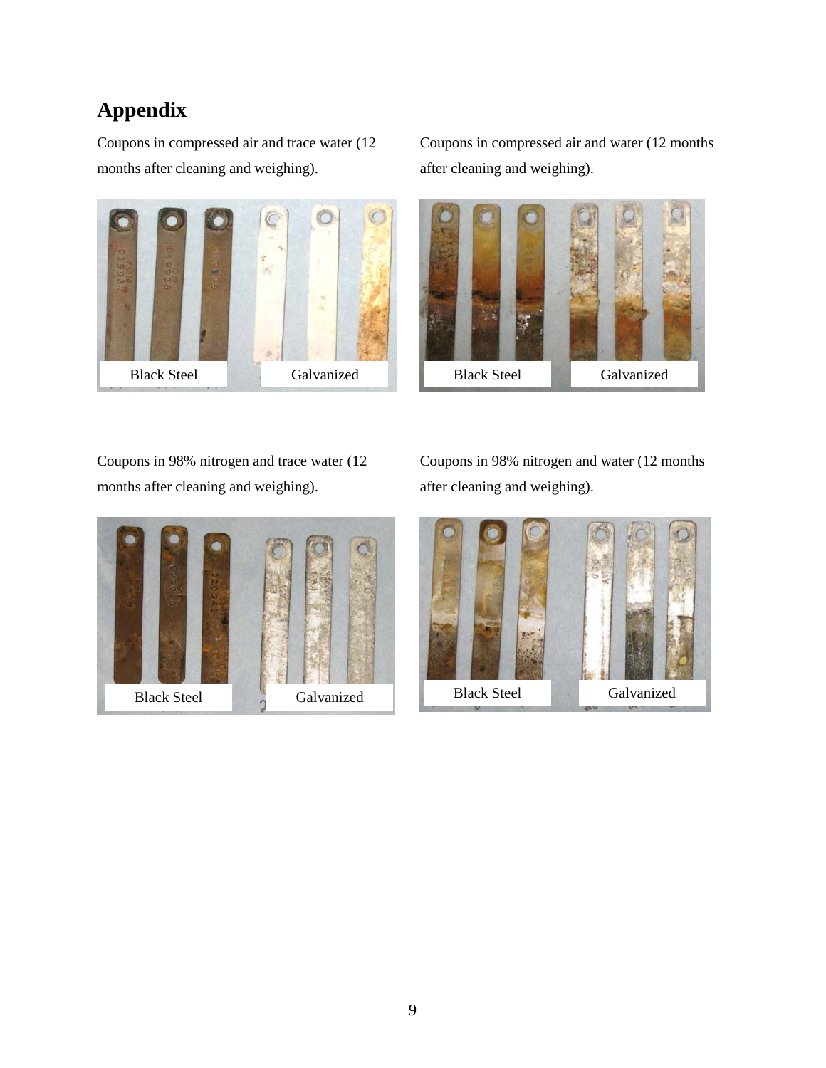# Appendix

Coupons in compressed air and trace water (12 months after cleaning and weighing).

Black Steel Galvanized

Coupons in compressed air and water (12 months after cleaning and weighing).

Black Steel Galvanized

Coupons in 98% nitrogen and trace water (12 months after cleaning and weighing).

Black Steel Galvanized

Coupons in 98% nitrogen and water (12 months after cleaning and weighing).

Black Steel Galvanized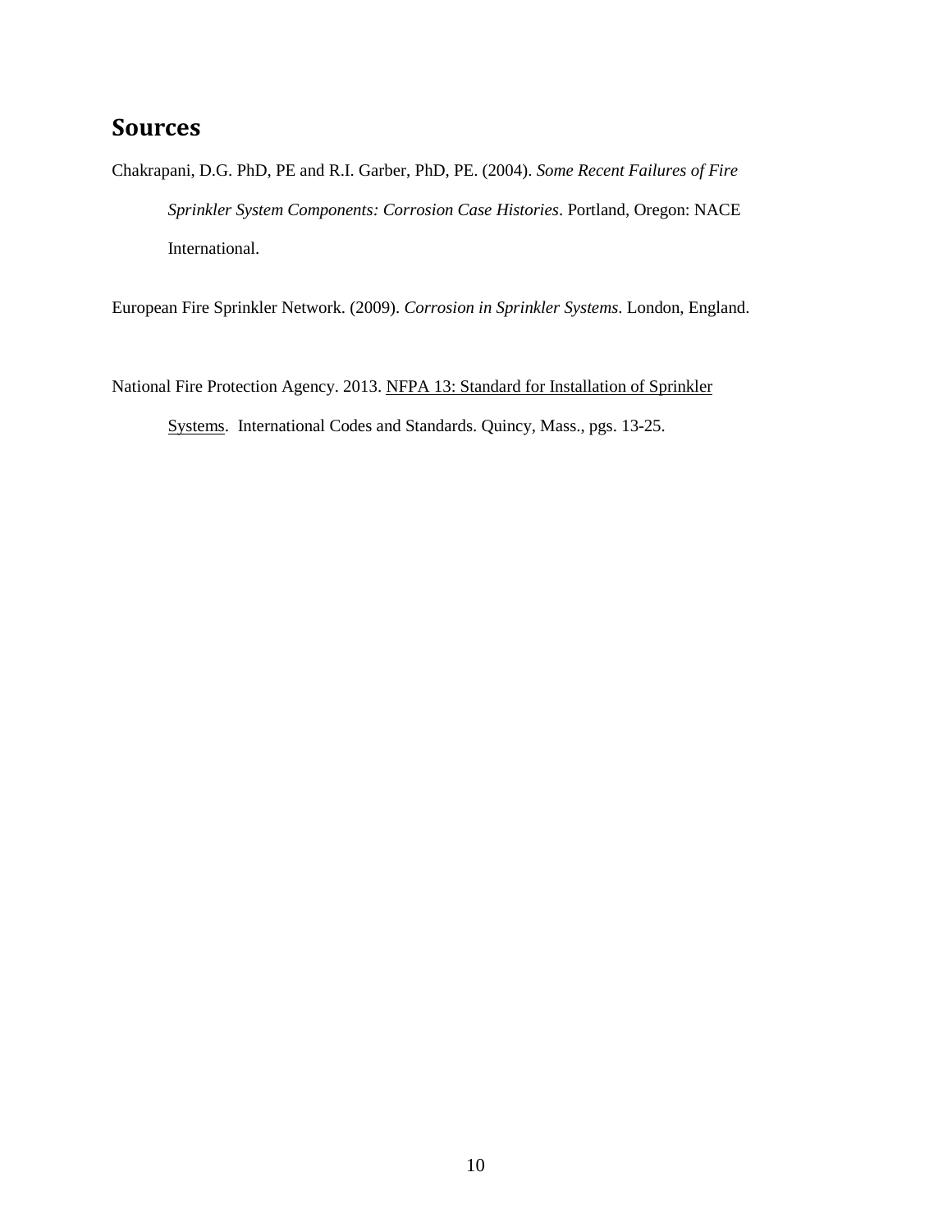## Sources

Chakrapani, D.G. PhD, PE and R.I. Garber, PhD, PE. (2004). *Some Recent Failures of Fire Sprinkler System Components: Corrosion Case Histories*. Portland, Oregon: NACE International.

European Fire Sprinkler Network. (2009). *Corrosion in Sprinkler Systems*. London, England.

National Fire Protection Agency. 2013. <u>NFPA 13: Standard for Installation of Sprinkler Systems</u>. International Codes and Standards. Quincy, Mass., pgs. 13-25.